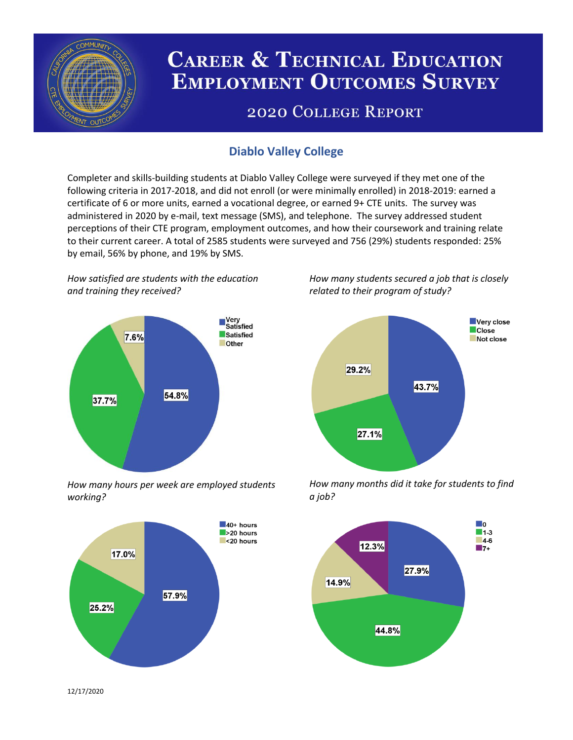# Career & Technical Education Employment Outcomes Survey

## 2020 College Report

### Diablo Valley College

Completer and skills-building students at Diablo Valley College were surveyed if they met one of the following criteria in 2017-2018, and did not enroll (or were minimally enrolled) in 2018-2019: earned a certificate of 6 or more units, earned a vocational degree, or earned 9+ CTE units. The survey was administered in 2020 by e-mail, text message (SMS), and telephone. The survey addressed student perceptions of their CTE program, employment outcomes, and how their coursework and training relate to their current career. A total of 2585 students were surveyed and 756 (29%) students responded: 25% by email, 56% by phone, and 19% by SMS.

*How satisfied are students with the education and training they received?*

| Response | Percent |
|---|---|
| Very Satisfied | 54.8% |
| Satisfied | 37.7% |
| Other | 7.6% |

*How many students secured a job that is closely related to their program of study?*

| Response | Percent |
|---|---|
| Very close | 43.7% |
| Close | 27.1% |
| Not close | 29.2% |

*How many hours per week are employed students working?*

| Response | Percent |
|---|---|
| 40+ hours | 57.9% |
| >20 hours | 25.2% |
| <20 hours | 17.0% |

*How many months did it take for students to find a job?*

| Response | Percent |
|---|---|
| 0 | 27.9% |
| 1-3 | 44.8% |
| 4-6 | 14.9% |
| 7+ | 12.3% |

12/17/2020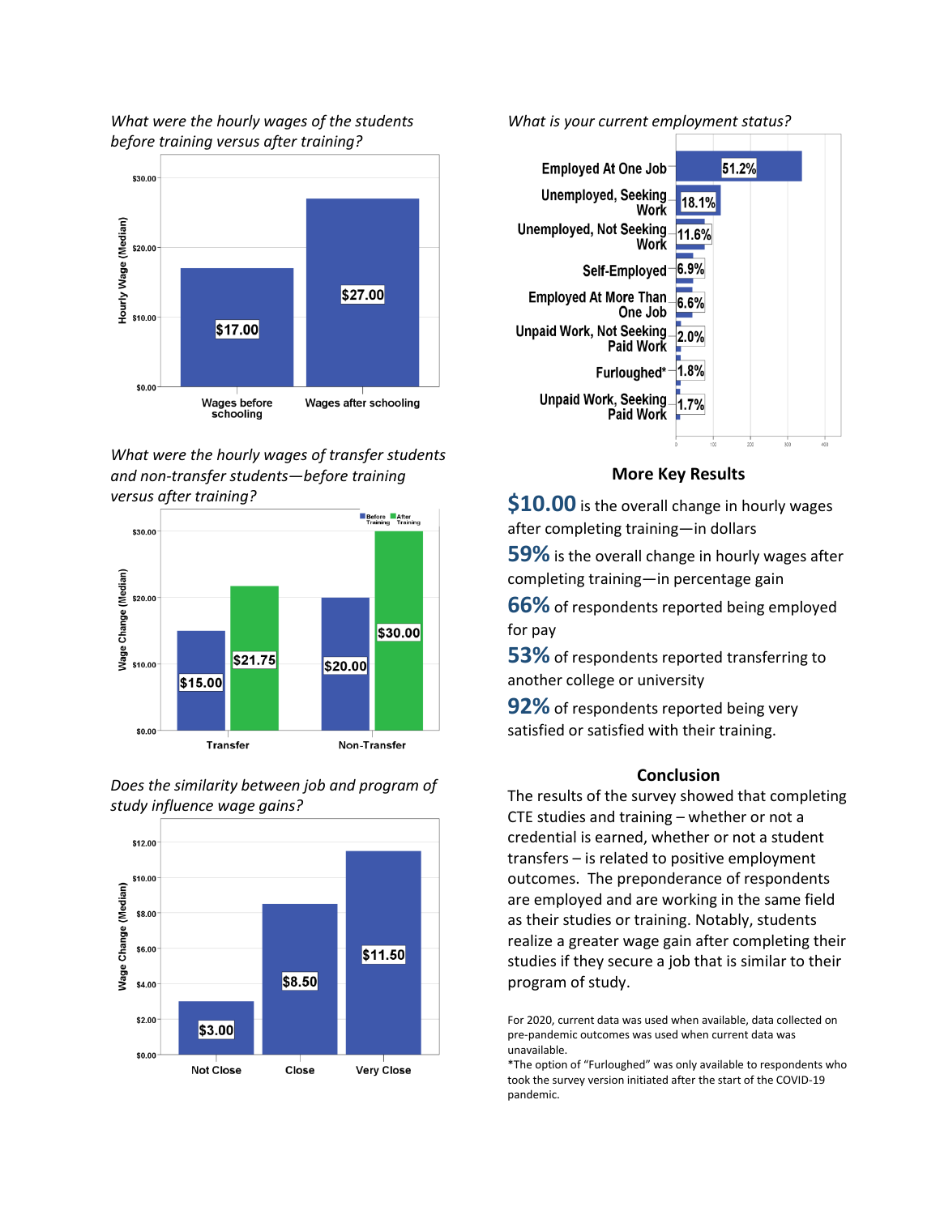*What were the hourly wages of the students before training versus after training?*

Hourly Wage (Median)

$30.00
$20.00
$10.00
$0.00

$17.00
$27.00

Wages before schooling
Wages after schooling

*What were the hourly wages of transfer students and non-transfer students—before training versus after training?*

Before Training
After Training

Wage Change (Median)

$30.00
$20.00
$10.00
$0.00

$15.00
$21.75
$20.00
$30.00

Transfer
Non-Transfer

*Does the similarity between job and program of study influence wage gains?*

Wage Change (Median)

$12.00
$10.00
$8.00
$6.00
$4.00
$2.00
$0.00

$3.00
$8.50
$11.50

Not Close
Close
Very Close

*What is your current employment status?*

Employed At One Job 51.2%
Unemployed, Seeking Work 18.1%
Unemployed, Not Seeking Work 11.6%
Self-Employed 6.9%
Employed At More Than One Job 6.6%
Unpaid Work, Not Seeking Paid Work 2.0%
Furloughed* 1.8%
Unpaid Work, Seeking Paid Work 1.7%

0
100
200
300
400

## More Key Results

**$10.00** is the overall change in hourly wages after completing training—in dollars

**59%** is the overall change in hourly wages after completing training—in percentage gain

**66%** of respondents reported being employed for pay

**53%** of respondents reported transferring to another college or university

**92%** of respondents reported being very satisfied or satisfied with their training.

## Conclusion

The results of the survey showed that completing CTE studies and training – whether or not a credential is earned, whether or not a student transfers – is related to positive employment outcomes. The preponderance of respondents are employed and are working in the same field as their studies or training. Notably, students realize a greater wage gain after completing their studies if they secure a job that is similar to their program of study.

For 2020, current data was used when available, data collected on pre-pandemic outcomes was used when current data was unavailable.
*The option of "Furloughed" was only available to respondents who took the survey version initiated after the start of the COVID-19 pandemic.